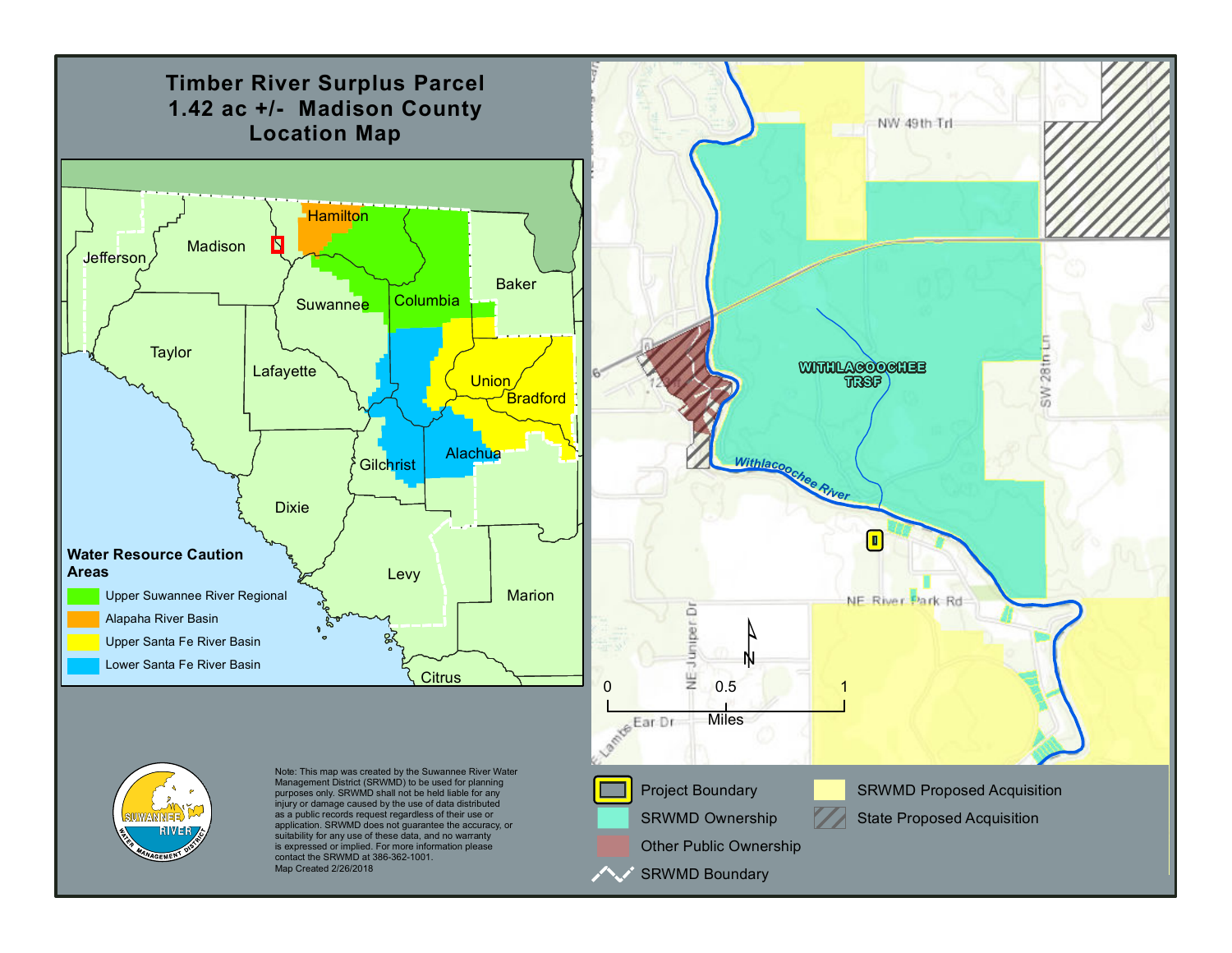# Timber River Surplus Parcel
# 1.42 ac +/- Madison County
# Location Map

Jefferson, Madison, Hamilton, Columbia, Baker, Suwannee, Taylor, Lafayette, Union, Bradford, Alachua, Gilchrist, Dixie, Levy, Marion, Citrus

**Water Resource Caution Areas**

- Upper Suwannee River Regional
- Alapaha River Basin
- Upper Santa Fe River Basin
- Lower Santa Fe River Basin

NW 49th Trl

WITHLACOOCHEE TRSF

Withlacoochee River

SW 28th Ln

NE Juniper Dr

NE River Park Rd

Ear Dr

E Lambs

0 0.5 1
Miles

N

- Project Boundary
- SRWMD Ownership
- Other Public Ownership
- SRWMD Boundary
- SRWMD Proposed Acquisition
- State Proposed Acquisition

Note: This map was created by the Suwannee River Water Management District (SRWMD) to be used for planning purposes only. SRWMD shall not be held liable for any injury or damage caused by the use of data distributed as a public records request regardless of their use or application. SRWMD does not guarantee the accuracy, or suitability for any use of these data, and no warranty is expressed or implied. For more information please contact the SRWMD at 386-362-1001.
Map Created 2/26/2018

SUWANNEE RIVER WATER MANAGEMENT DISTRICT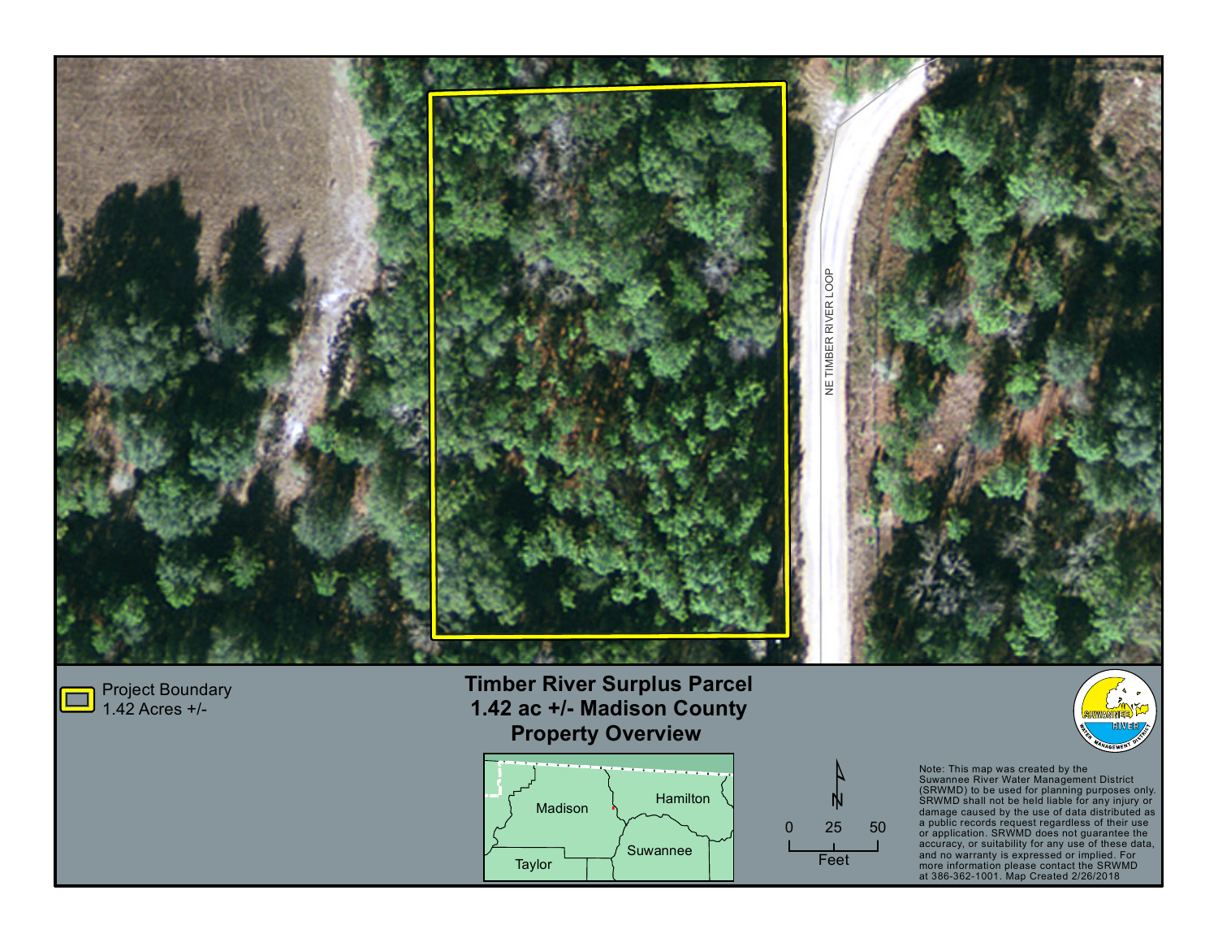NE TIMBER RIVER LOOP

Project Boundary
1.42 Acres +/-

## Timber River Surplus Parcel
## 1.42 ac +/- Madison County
## Property Overview

Madison

Hamilton

Suwannee

Taylor

N

0 25 50

Feet

SUWANNEE RIVER WATER MANAGEMENT DISTRICT

Note: This map was created by the Suwannee River Water Management District (SRWMD) to be used for planning purposes only. SRWMD shall not be held liable for any injury or damage caused by the use of data distributed as a public records request regardless of their use or application. SRWMD does not guarantee the accuracy, or suitability for any use of these data, and no warranty is expressed or implied. For more information please contact the SRWMD at 386-362-1001. Map Created 2/26/2018